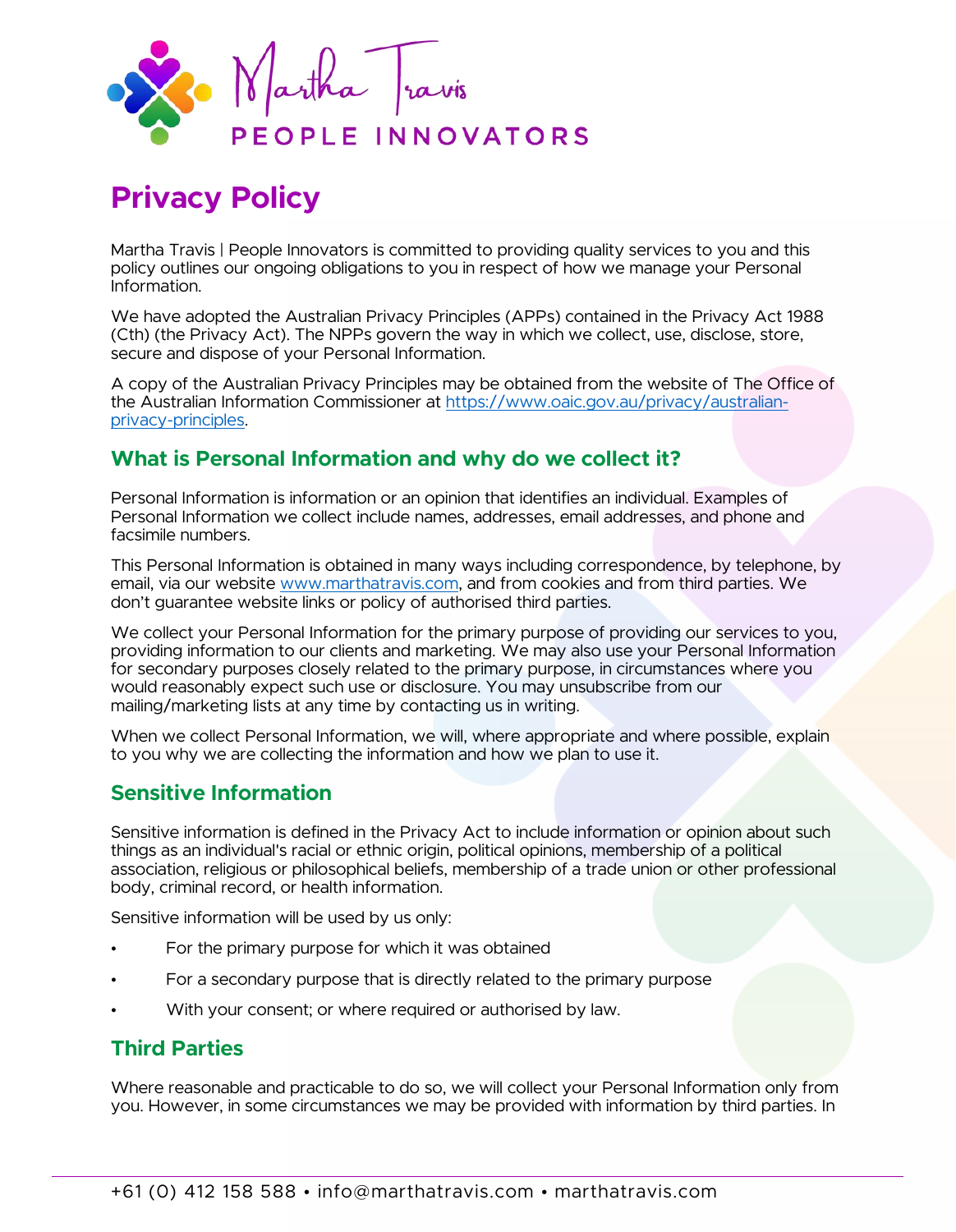Martha Travis
PEOPLE INNOVATORS

# Privacy Policy

Martha Travis | People Innovators is committed to providing quality services to you and this policy outlines our ongoing obligations to you in respect of how we manage your Personal Information.

We have adopted the Australian Privacy Principles (APPs) contained in the Privacy Act 1988 (Cth) (the Privacy Act). The NPPs govern the way in which we collect, use, disclose, store, secure and dispose of your Personal Information.

A copy of the Australian Privacy Principles may be obtained from the website of The Office of the Australian Information Commissioner at https://www.oaic.gov.au/privacy/australian-privacy-principles.

## What is Personal Information and why do we collect it?

Personal Information is information or an opinion that identifies an individual. Examples of Personal Information we collect include names, addresses, email addresses, and phone and facsimile numbers.

This Personal Information is obtained in many ways including correspondence, by telephone, by email, via our website www.marthatravis.com, and from cookies and from third parties. We don't guarantee website links or policy of authorised third parties.

We collect your Personal Information for the primary purpose of providing our services to you, providing information to our clients and marketing. We may also use your Personal Information for secondary purposes closely related to the primary purpose, in circumstances where you would reasonably expect such use or disclosure. You may unsubscribe from our mailing/marketing lists at any time by contacting us in writing.

When we collect Personal Information, we will, where appropriate and where possible, explain to you why we are collecting the information and how we plan to use it.

## Sensitive Information

Sensitive information is defined in the Privacy Act to include information or opinion about such things as an individual's racial or ethnic origin, political opinions, membership of a political association, religious or philosophical beliefs, membership of a trade union or other professional body, criminal record, or health information.

Sensitive information will be used by us only:

- For the primary purpose for which it was obtained
- For a secondary purpose that is directly related to the primary purpose
- With your consent; or where required or authorised by law.

## Third Parties

Where reasonable and practicable to do so, we will collect your Personal Information only from you. However, in some circumstances we may be provided with information by third parties. In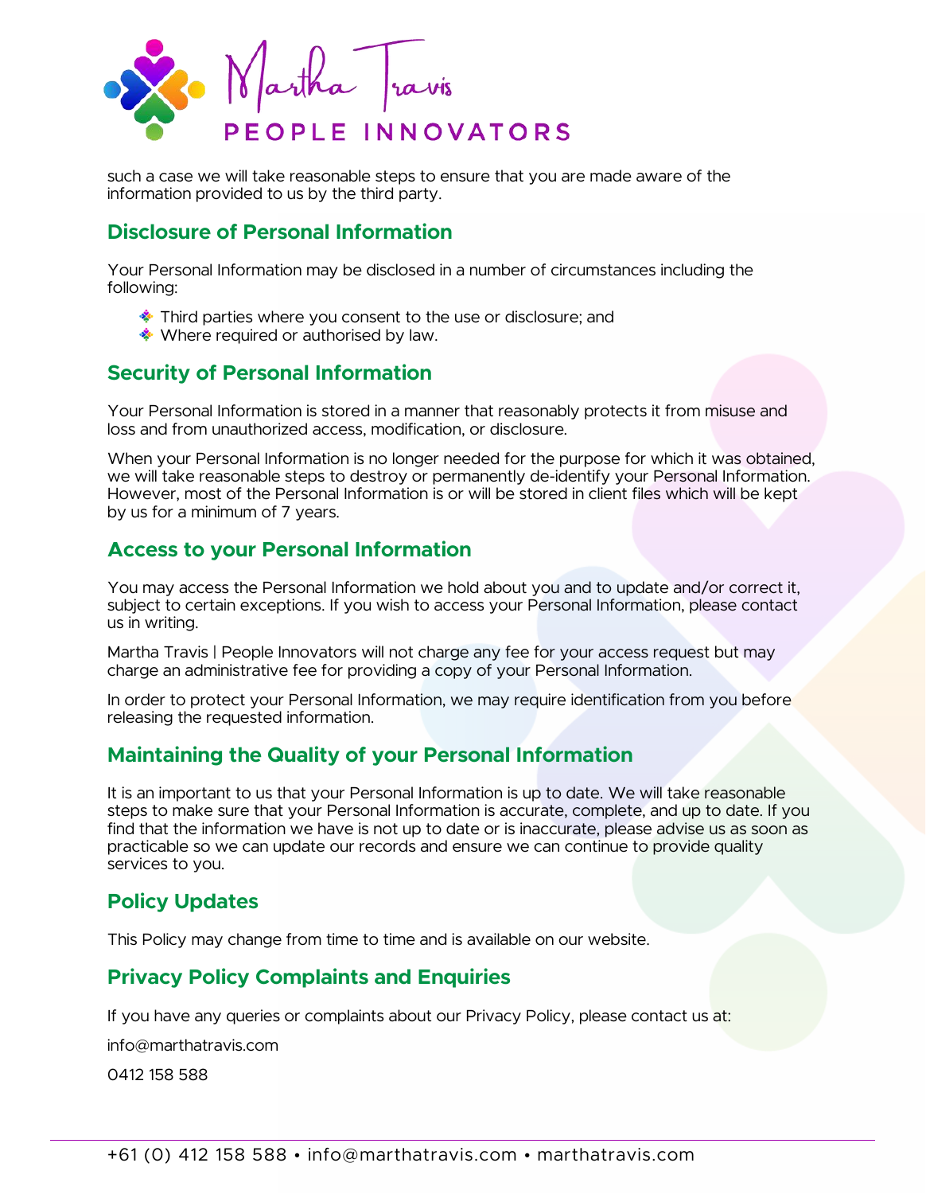such a case we will take reasonable steps to ensure that you are made aware of the information provided to us by the third party.

## Disclosure of Personal Information

Your Personal Information may be disclosed in a number of circumstances including the following:

- Third parties where you consent to the use or disclosure; and
- Where required or authorised by law.

## Security of Personal Information

Your Personal Information is stored in a manner that reasonably protects it from misuse and loss and from unauthorized access, modification, or disclosure.

When your Personal Information is no longer needed for the purpose for which it was obtained, we will take reasonable steps to destroy or permanently de-identify your Personal Information. However, most of the Personal Information is or will be stored in client files which will be kept by us for a minimum of 7 years.

## Access to your Personal Information

You may access the Personal Information we hold about you and to update and/or correct it, subject to certain exceptions. If you wish to access your Personal Information, please contact us in writing.

Martha Travis | People Innovators will not charge any fee for your access request but may charge an administrative fee for providing a copy of your Personal Information.

In order to protect your Personal Information, we may require identification from you before releasing the requested information.

## Maintaining the Quality of your Personal Information

It is an important to us that your Personal Information is up to date. We will take reasonable steps to make sure that your Personal Information is accurate, complete, and up to date. If you find that the information we have is not up to date or is inaccurate, please advise us as soon as practicable so we can update our records and ensure we can continue to provide quality services to you.

## Policy Updates

This Policy may change from time to time and is available on our website.

## Privacy Policy Complaints and Enquiries

If you have any queries or complaints about our Privacy Policy, please contact us at:

info@marthatravis.com

0412 158 588